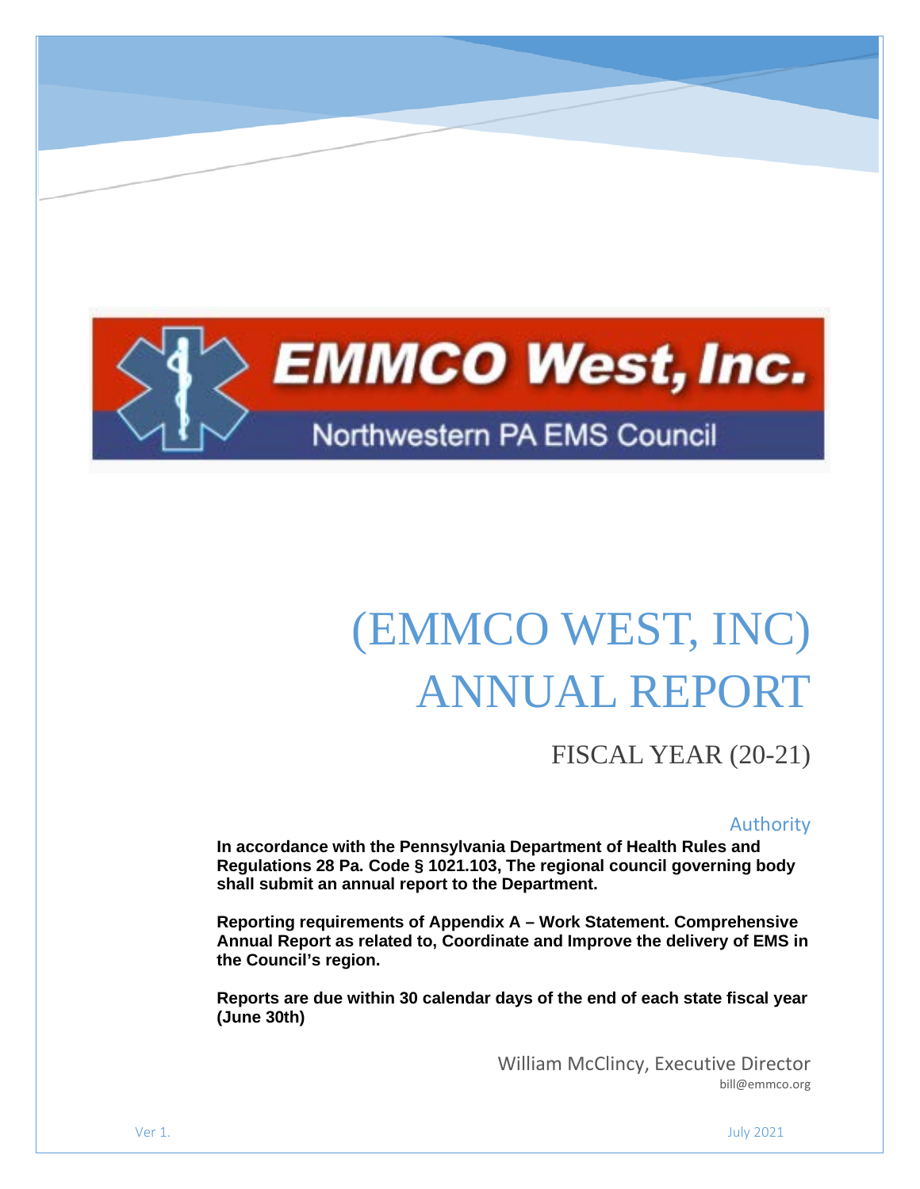EMMCO West, Inc.

Northwestern PA EMS Council

# (EMMCO WEST, INC) ANNUAL REPORT

## FISCAL YEAR (20-21)

### Authority

**In accordance with the Pennsylvania Department of Health Rules and Regulations 28 Pa. Code § 1021.103, The regional council governing body shall submit an annual report to the Department.**

**Reporting requirements of Appendix A – Work Statement. Comprehensive Annual Report as related to, Coordinate and Improve the delivery of EMS in the Council's region.**

**Reports are due within 30 calendar days of the end of each state fiscal year (June 30th)**

William McClincy, Executive Director
bill@emmco.org

Ver 1.

July 2021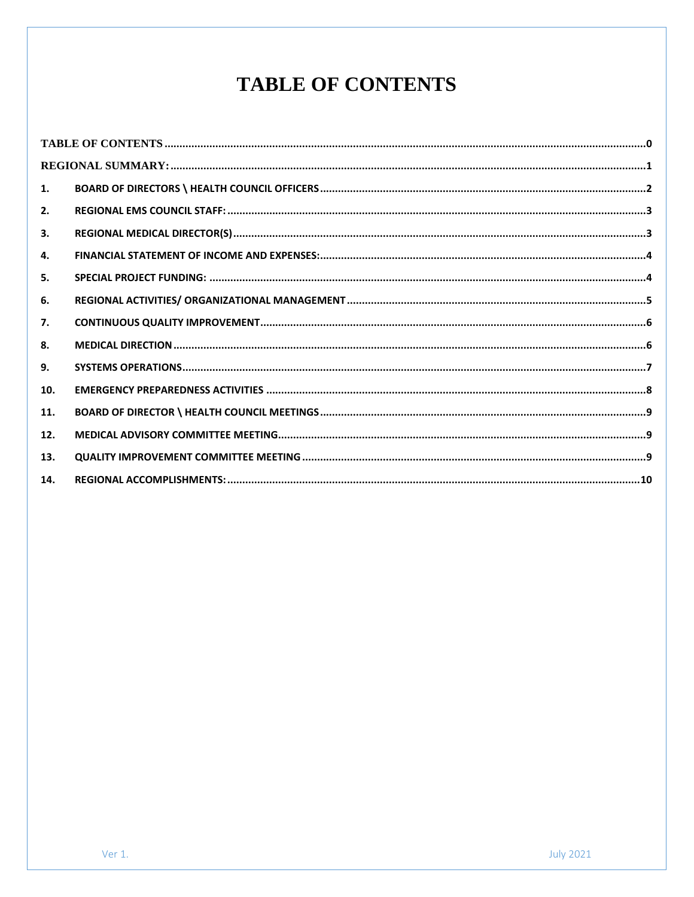# TABLE OF CONTENTS

TABLE OF CONTENTS .......... 0

REGIONAL SUMMARY: .......... 1

1. BOARD OF DIRECTORS \ HEALTH COUNCIL OFFICERS .......... 2
2. REGIONAL EMS COUNCIL STAFF: .......... 3
3. REGIONAL MEDICAL DIRECTOR(S) .......... 3
4. FINANCIAL STATEMENT OF INCOME AND EXPENSES: .......... 4
5. SPECIAL PROJECT FUNDING: .......... 4
6. REGIONAL ACTIVITIES/ ORGANIZATIONAL MANAGEMENT .......... 5
7. CONTINUOUS QUALITY IMPROVEMENT .......... 6
8. MEDICAL DIRECTION .......... 6
9. SYSTEMS OPERATIONS .......... 7
10. EMERGENCY PREPAREDNESS ACTIVITIES .......... 8
11. BOARD OF DIRECTOR \ HEALTH COUNCIL MEETINGS .......... 9
12. MEDICAL ADVISORY COMMITTEE MEETING .......... 9
13. QUALITY IMPROVEMENT COMMITTEE MEETING .......... 9
14. REGIONAL ACCOMPLISHMENTS: .......... 10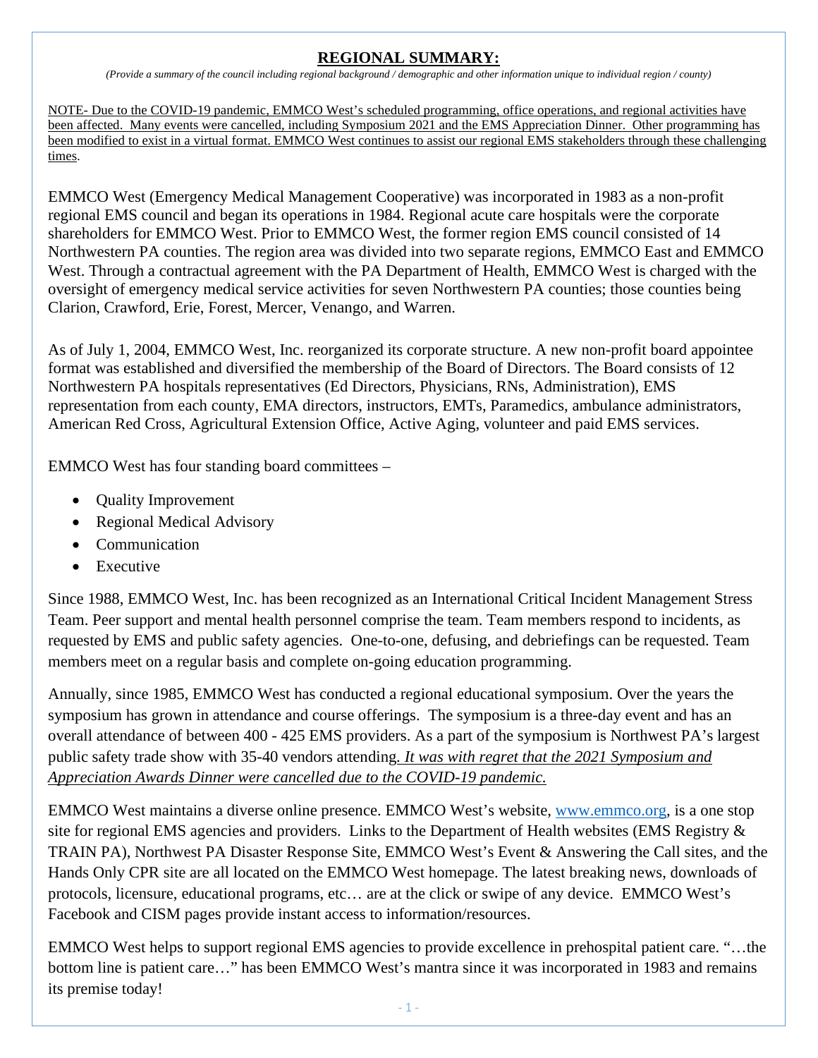# **REGIONAL SUMMARY:**

*(Provide a summary of the council including regional background / demographic and other information unique to individual region / county)*

NOTE- Due to the COVID-19 pandemic, EMMCO West's scheduled programming, office operations, and regional activities have been affected. Many events were cancelled, including Symposium 2021 and the EMS Appreciation Dinner. Other programming has been modified to exist in a virtual format. EMMCO West continues to assist our regional EMS stakeholders through these challenging times.

EMMCO West (Emergency Medical Management Cooperative) was incorporated in 1983 as a non-profit regional EMS council and began its operations in 1984. Regional acute care hospitals were the corporate shareholders for EMMCO West. Prior to EMMCO West, the former region EMS council consisted of 14 Northwestern PA counties. The region area was divided into two separate regions, EMMCO East and EMMCO West. Through a contractual agreement with the PA Department of Health, EMMCO West is charged with the oversight of emergency medical service activities for seven Northwestern PA counties; those counties being Clarion, Crawford, Erie, Forest, Mercer, Venango, and Warren.

As of July 1, 2004, EMMCO West, Inc. reorganized its corporate structure. A new non-profit board appointee format was established and diversified the membership of the Board of Directors. The Board consists of 12 Northwestern PA hospitals representatives (Ed Directors, Physicians, RNs, Administration), EMS representation from each county, EMA directors, instructors, EMTs, Paramedics, ambulance administrators, American Red Cross, Agricultural Extension Office, Active Aging, volunteer and paid EMS services.

EMMCO West has four standing board committees –

- Quality Improvement
- Regional Medical Advisory
- Communication
- Executive

Since 1988, EMMCO West, Inc. has been recognized as an International Critical Incident Management Stress Team. Peer support and mental health personnel comprise the team. Team members respond to incidents, as requested by EMS and public safety agencies. One-to-one, defusing, and debriefings can be requested. Team members meet on a regular basis and complete on-going education programming.

Annually, since 1985, EMMCO West has conducted a regional educational symposium. Over the years the symposium has grown in attendance and course offerings. The symposium is a three-day event and has an overall attendance of between 400 - 425 EMS providers. As a part of the symposium is Northwest PA's largest public safety trade show with 35-40 vendors attending*. It was with regret that the 2021 Symposium and Appreciation Awards Dinner were cancelled due to the COVID-19 pandemic.*

EMMCO West maintains a diverse online presence. EMMCO West's website, www.emmco.org, is a one stop site for regional EMS agencies and providers. Links to the Department of Health websites (EMS Registry & TRAIN PA), Northwest PA Disaster Response Site, EMMCO West's Event & Answering the Call sites, and the Hands Only CPR site are all located on the EMMCO West homepage. The latest breaking news, downloads of protocols, licensure, educational programs, etc… are at the click or swipe of any device. EMMCO West's Facebook and CISM pages provide instant access to information/resources.

EMMCO West helps to support regional EMS agencies to provide excellence in prehospital patient care. "…the bottom line is patient care…" has been EMMCO West's mantra since it was incorporated in 1983 and remains its premise today!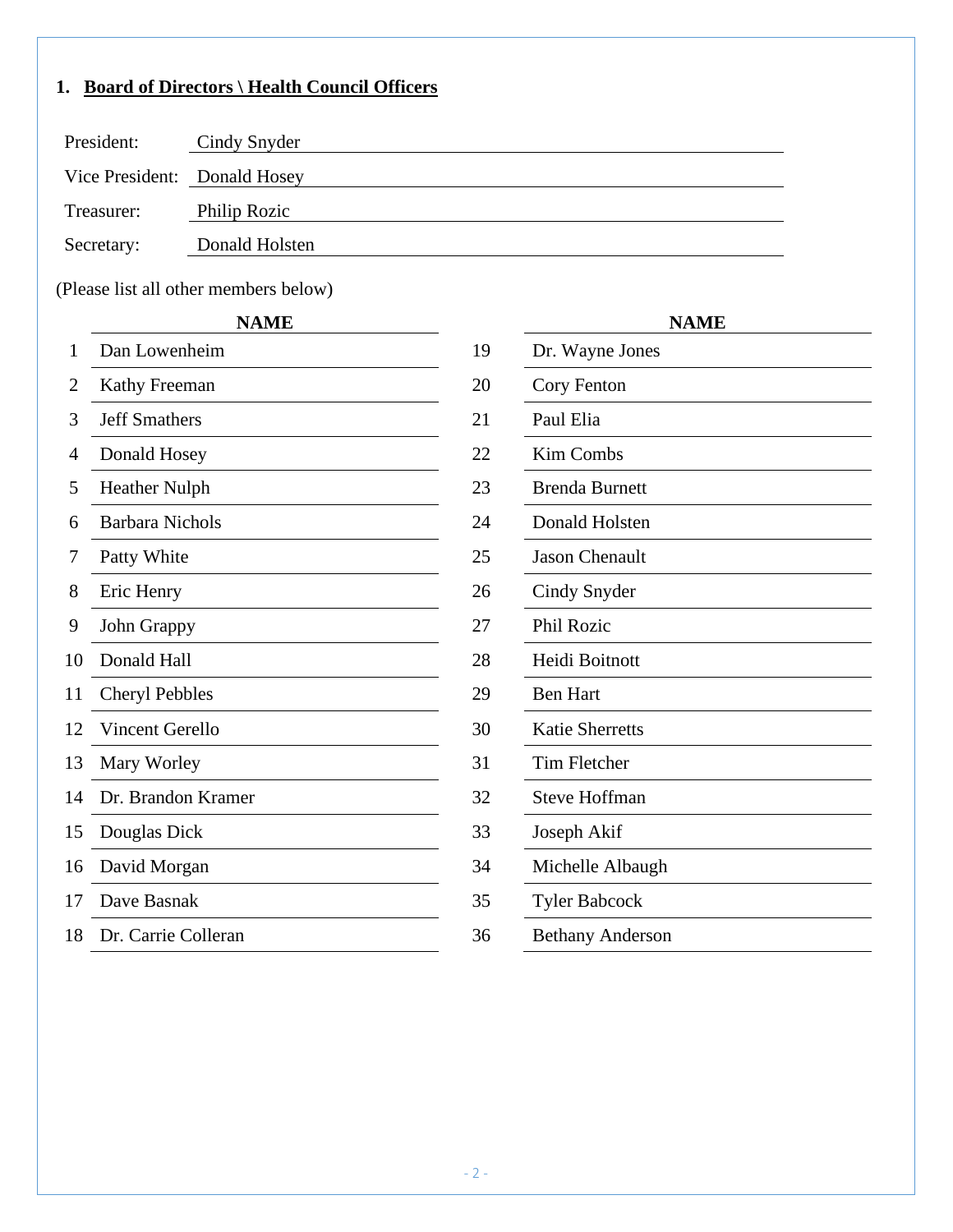## 1. Board of Directors \ Health Council Officers

President: Cindy Snyder

Vice President: Donald Hosey

Treasurer: Philip Rozic

Secretary: Donald Holsten

(Please list all other members below)

| | NAME | | NAME |
|---|---|---|---|
| 1 | Dan Lowenheim | 19 | Dr. Wayne Jones |
| 2 | Kathy Freeman | 20 | Cory Fenton |
| 3 | Jeff Smathers | 21 | Paul Elia |
| 4 | Donald Hosey | 22 | Kim Combs |
| 5 | Heather Nulph | 23 | Brenda Burnett |
| 6 | Barbara Nichols | 24 | Donald Holsten |
| 7 | Patty White | 25 | Jason Chenault |
| 8 | Eric Henry | 26 | Cindy Snyder |
| 9 | John Grappy | 27 | Phil Rozic |
| 10 | Donald Hall | 28 | Heidi Boitnott |
| 11 | Cheryl Pebbles | 29 | Ben Hart |
| 12 | Vincent Gerello | 30 | Katie Sherretts |
| 13 | Mary Worley | 31 | Tim Fletcher |
| 14 | Dr. Brandon Kramer | 32 | Steve Hoffman |
| 15 | Douglas Dick | 33 | Joseph Akif |
| 16 | David Morgan | 34 | Michelle Albaugh |
| 17 | Dave Basnak | 35 | Tyler Babcock |
| 18 | Dr. Carrie Colleran | 36 | Bethany Anderson |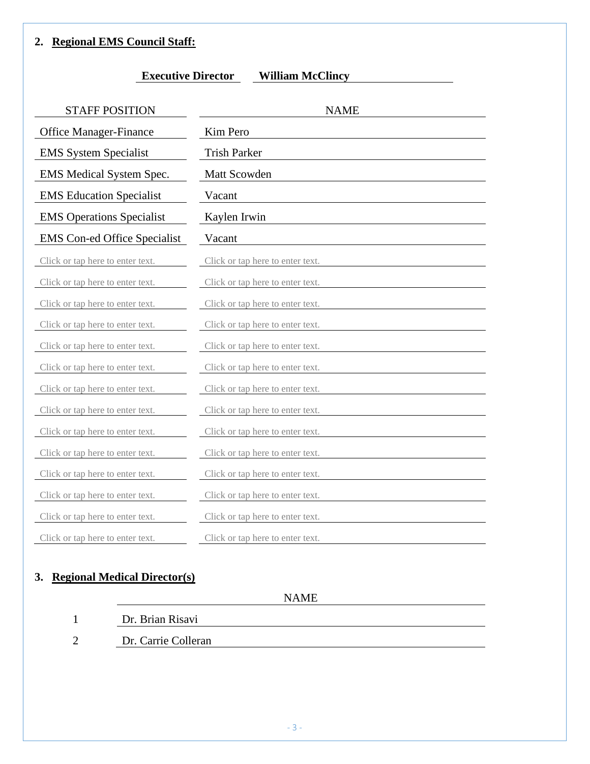## 2. Regional EMS Council Staff:

**Executive Director** **William McClincy**

| STAFF POSITION | NAME |
|---|---|
| Office Manager-Finance | Kim Pero |
| EMS System Specialist | Trish Parker |
| EMS Medical System Spec. | Matt Scowden |
| EMS Education Specialist | Vacant |
| EMS Operations Specialist | Kaylen Irwin |
| EMS Con-ed Office Specialist | Vacant |
| Click or tap here to enter text. | Click or tap here to enter text. |
| Click or tap here to enter text. | Click or tap here to enter text. |
| Click or tap here to enter text. | Click or tap here to enter text. |
| Click or tap here to enter text. | Click or tap here to enter text. |
| Click or tap here to enter text. | Click or tap here to enter text. |
| Click or tap here to enter text. | Click or tap here to enter text. |
| Click or tap here to enter text. | Click or tap here to enter text. |
| Click or tap here to enter text. | Click or tap here to enter text. |
| Click or tap here to enter text. | Click or tap here to enter text. |
| Click or tap here to enter text. | Click or tap here to enter text. |
| Click or tap here to enter text. | Click or tap here to enter text. |
| Click or tap here to enter text. | Click or tap here to enter text. |
| Click or tap here to enter text. | Click or tap here to enter text. |
| Click or tap here to enter text. | Click or tap here to enter text. |

## 3. Regional Medical Director(s)

| | NAME |
|---|---|
| 1 | Dr. Brian Risavi |
| 2 | Dr. Carrie Colleran |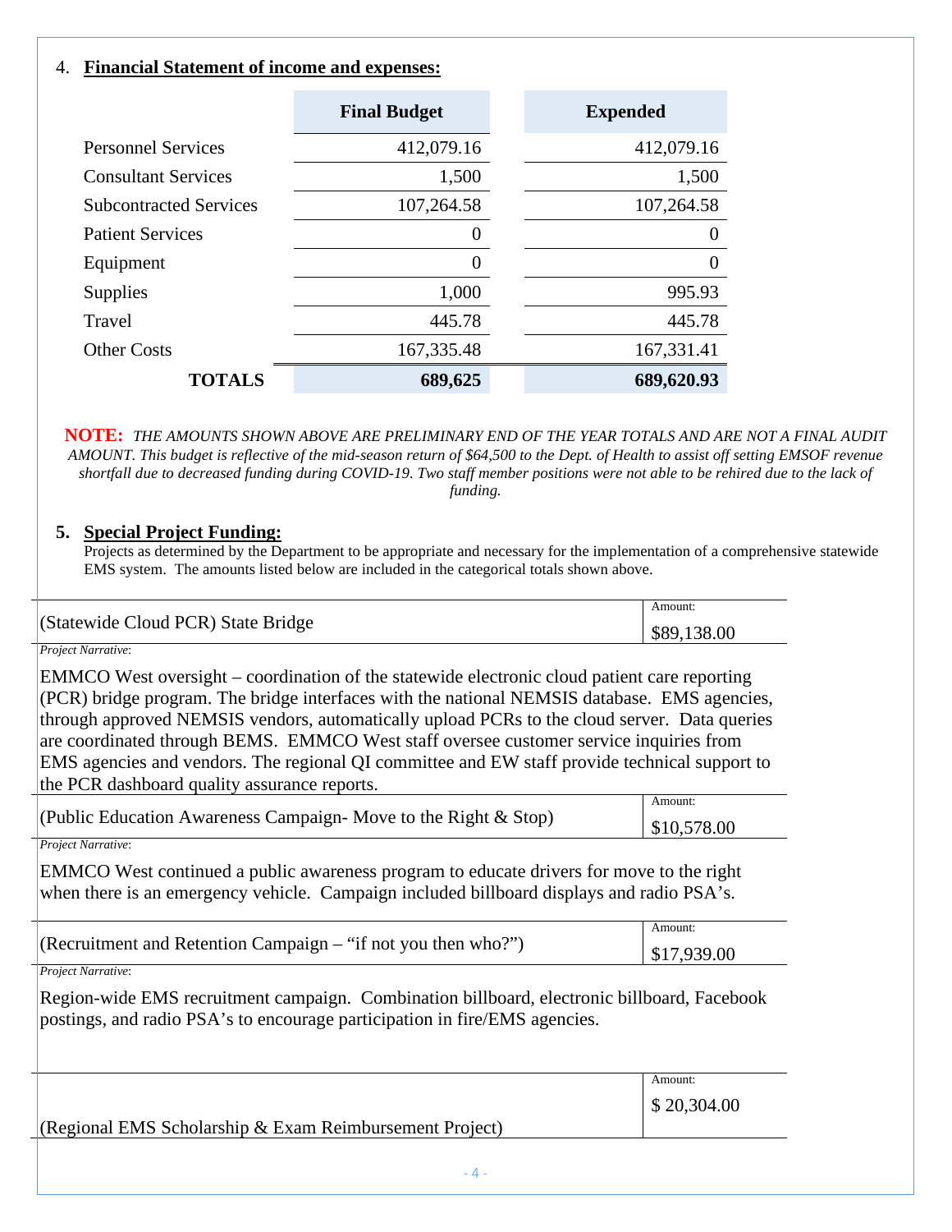4. **Financial Statement of income and expenses:**

| | Final Budget | Expended |
|---|---|---|
| Personnel Services | 412,079.16 | 412,079.16 |
| Consultant Services | 1,500 | 1,500 |
| Subcontracted Services | 107,264.58 | 107,264.58 |
| Patient Services | 0 | 0 |
| Equipment | 0 | 0 |
| Supplies | 1,000 | 995.93 |
| Travel | 445.78 | 445.78 |
| Other Costs | 167,335.48 | 167,331.41 |
| **TOTALS** | **689,625** | **689,620.93** |

**NOTE:** *THE AMOUNTS SHOWN ABOVE ARE PRELIMINARY END OF THE YEAR TOTALS AND ARE NOT A FINAL AUDIT AMOUNT. This budget is reflective of the mid-season return of $64,500 to the Dept. of Health to assist off setting EMSOF revenue shortfall due to decreased funding during COVID-19. Two staff member positions were not able to be rehired due to the lack of funding.*

5. **Special Project Funding:**

Projects as determined by the Department to be appropriate and necessary for the implementation of a comprehensive statewide EMS system. The amounts listed below are included in the categorical totals shown above.

| (Statewide Cloud PCR) State Bridge | Amount: $89,138.00 |
|---|---|

*Project Narrative*:

EMMCO West oversight – coordination of the statewide electronic cloud patient care reporting (PCR) bridge program. The bridge interfaces with the national NEMSIS database. EMS agencies, through approved NEMSIS vendors, automatically upload PCRs to the cloud server. Data queries are coordinated through BEMS. EMMCO West staff oversee customer service inquiries from EMS agencies and vendors. The regional QI committee and EW staff provide technical support to the PCR dashboard quality assurance reports.

| (Public Education Awareness Campaign- Move to the Right & Stop) | Amount: $10,578.00 |
|---|---|

*Project Narrative*:

EMMCO West continued a public awareness program to educate drivers for move to the right when there is an emergency vehicle. Campaign included billboard displays and radio PSA's.

| (Recruitment and Retention Campaign – "if not you then who?") | Amount: $17,939.00 |
|---|---|

*Project Narrative*:

Region-wide EMS recruitment campaign. Combination billboard, electronic billboard, Facebook postings, and radio PSA's to encourage participation in fire/EMS agencies.

| (Regional EMS Scholarship & Exam Reimbursement Project) | Amount: $ 20,304.00 |
|---|---|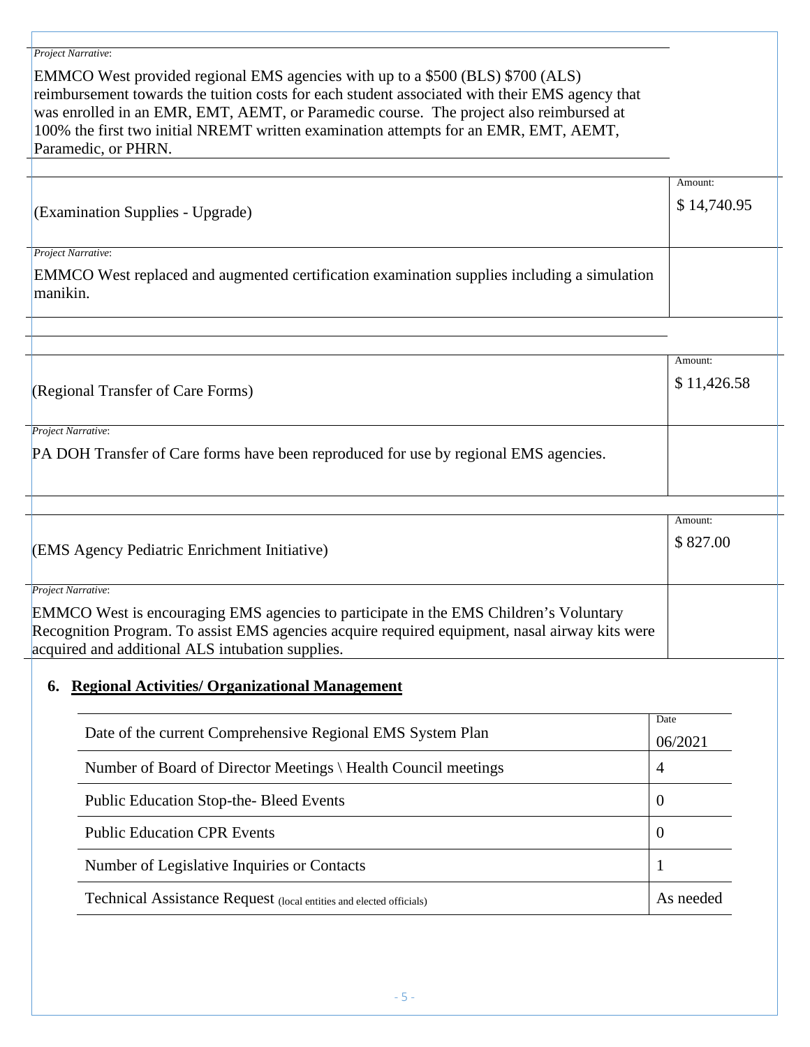*Project Narrative*:

EMMCO West provided regional EMS agencies with up to a $500 (BLS) $700 (ALS) reimbursement towards the tuition costs for each student associated with their EMS agency that was enrolled in an EMR, EMT, AEMT, or Paramedic course. The project also reimbursed at 100% the first two initial NREMT written examination attempts for an EMR, EMT, AEMT, Paramedic, or PHRN.

| | Amount: |
|---|---|
| (Examination Supplies - Upgrade) | $ 14,740.95 |

*Project Narrative*:

EMMCO West replaced and augmented certification examination supplies including a simulation manikin.

| | Amount: |
|---|---|
| (Regional Transfer of Care Forms) | $ 11,426.58 |

*Project Narrative*:

PA DOH Transfer of Care forms have been reproduced for use by regional EMS agencies.

| | Amount: |
|---|---|
| (EMS Agency Pediatric Enrichment Initiative) | $ 827.00 |

*Project Narrative*:

EMMCO West is encouraging EMS agencies to participate in the EMS Children's Voluntary Recognition Program. To assist EMS agencies acquire required equipment, nasal airway kits were acquired and additional ALS intubation supplies.

## 6. Regional Activities/ Organizational Management

| | Date |
|---|---|
| Date of the current Comprehensive Regional EMS System Plan | 06/2021 |
| Number of Board of Director Meetings \ Health Council meetings | 4 |
| Public Education Stop-the- Bleed Events | 0 |
| Public Education CPR Events | 0 |
| Number of Legislative Inquiries or Contacts | 1 |
| Technical Assistance Request (local entities and elected officials) | As needed |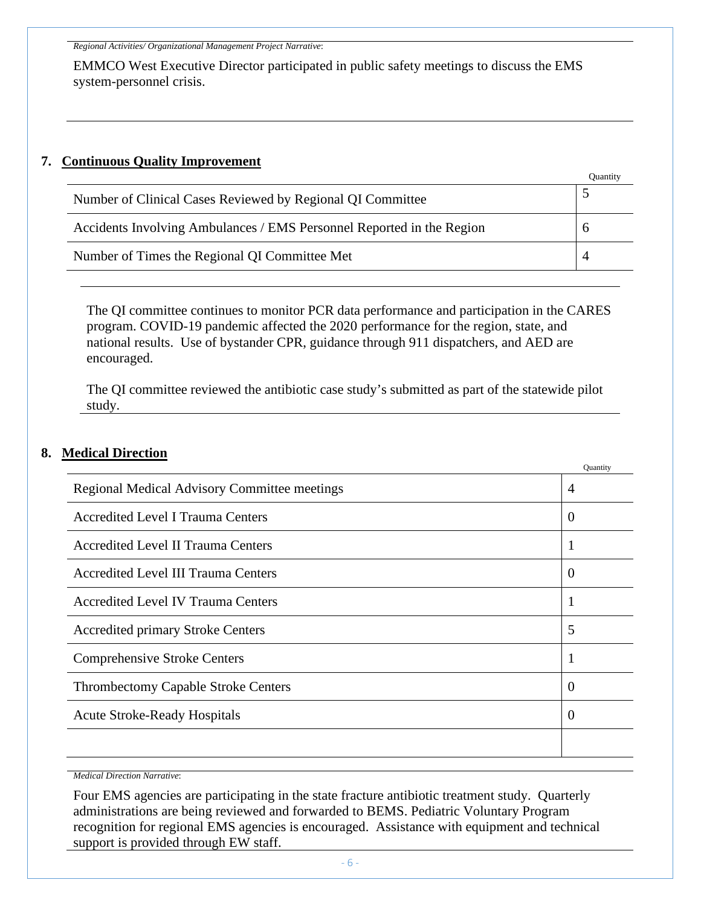*Regional Activities/ Organizational Management Project Narrative*:

EMMCO West Executive Director participated in public safety meetings to discuss the EMS system-personnel crisis.

## 7. Continuous Quality Improvement

| | Quantity |
|---|---|
| Number of Clinical Cases Reviewed by Regional QI Committee | 5 |
| Accidents Involving Ambulances / EMS Personnel Reported in the Region | 6 |
| Number of Times the Regional QI Committee Met | 4 |

The QI committee continues to monitor PCR data performance and participation in the CARES program. COVID-19 pandemic affected the 2020 performance for the region, state, and national results. Use of bystander CPR, guidance through 911 dispatchers, and AED are encouraged.

The QI committee reviewed the antibiotic case study's submitted as part of the statewide pilot study.

## 8. Medical Direction

| | Quantity |
|---|---|
| Regional Medical Advisory Committee meetings | 4 |
| Accredited Level I Trauma Centers | 0 |
| Accredited Level II Trauma Centers | 1 |
| Accredited Level III Trauma Centers | 0 |
| Accredited Level IV Trauma Centers | 1 |
| Accredited primary Stroke Centers | 5 |
| Comprehensive Stroke Centers | 1 |
| Thrombectomy Capable Stroke Centers | 0 |
| Acute Stroke-Ready Hospitals | 0 |
| | |

*Medical Direction Narrative*:

Four EMS agencies are participating in the state fracture antibiotic treatment study. Quarterly administrations are being reviewed and forwarded to BEMS. Pediatric Voluntary Program recognition for regional EMS agencies is encouraged. Assistance with equipment and technical support is provided through EW staff.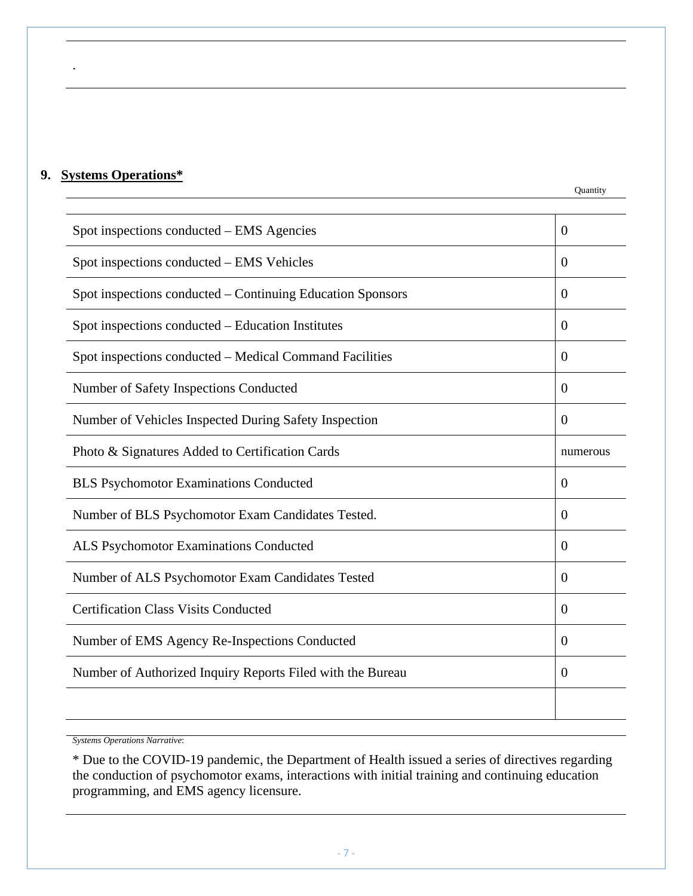.

## 9. Systems Operations*

| | Quantity |
|---|---|
| Spot inspections conducted – EMS Agencies | 0 |
| Spot inspections conducted – EMS Vehicles | 0 |
| Spot inspections conducted – Continuing Education Sponsors | 0 |
| Spot inspections conducted – Education Institutes | 0 |
| Spot inspections conducted – Medical Command Facilities | 0 |
| Number of Safety Inspections Conducted | 0 |
| Number of Vehicles Inspected During Safety Inspection | 0 |
| Photo & Signatures Added to Certification Cards | numerous |
| BLS Psychomotor Examinations Conducted | 0 |
| Number of BLS Psychomotor Exam Candidates Tested. | 0 |
| ALS Psychomotor Examinations Conducted | 0 |
| Number of ALS Psychomotor Exam Candidates Tested | 0 |
| Certification Class Visits Conducted | 0 |
| Number of EMS Agency Re-Inspections Conducted | 0 |
| Number of Authorized Inquiry Reports Filed with the Bureau | 0 |
| | |

*Systems Operations Narrative*:

* Due to the COVID-19 pandemic, the Department of Health issued a series of directives regarding the conduction of psychomotor exams, interactions with initial training and continuing education programming, and EMS agency licensure.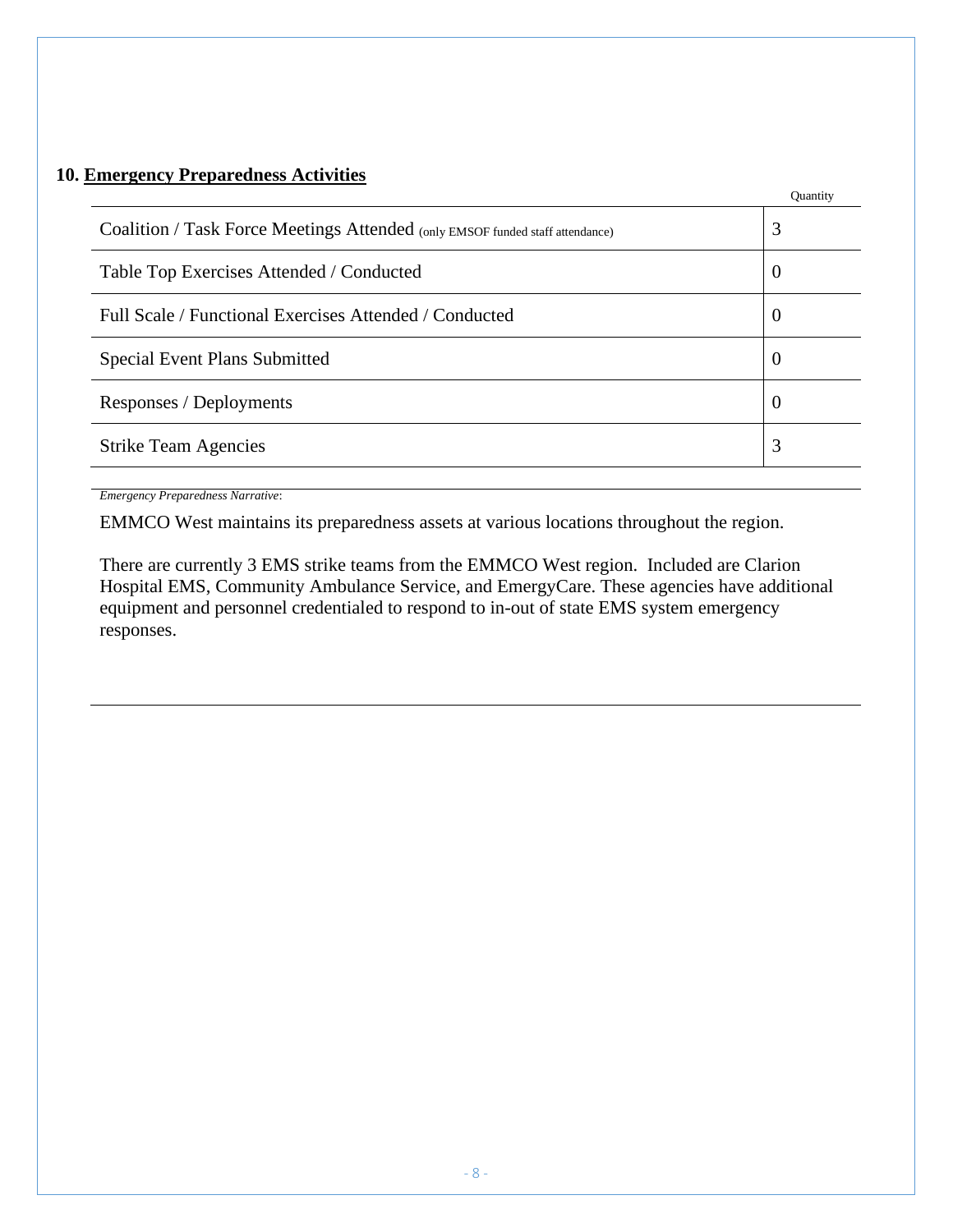## 10. **Emergency Preparedness Activities**

| | Quantity |
|---|---|
| Coalition / Task Force Meetings Attended (only EMSOF funded staff attendance) | 3 |
| Table Top Exercises Attended / Conducted | 0 |
| Full Scale / Functional Exercises Attended / Conducted | 0 |
| Special Event Plans Submitted | 0 |
| Responses / Deployments | 0 |
| Strike Team Agencies | 3 |

*Emergency Preparedness Narrative*:

EMMCO West maintains its preparedness assets at various locations throughout the region.

There are currently 3 EMS strike teams from the EMMCO West region. Included are Clarion Hospital EMS, Community Ambulance Service, and EmergyCare. These agencies have additional equipment and personnel credentialed to respond to in-out of state EMS system emergency responses.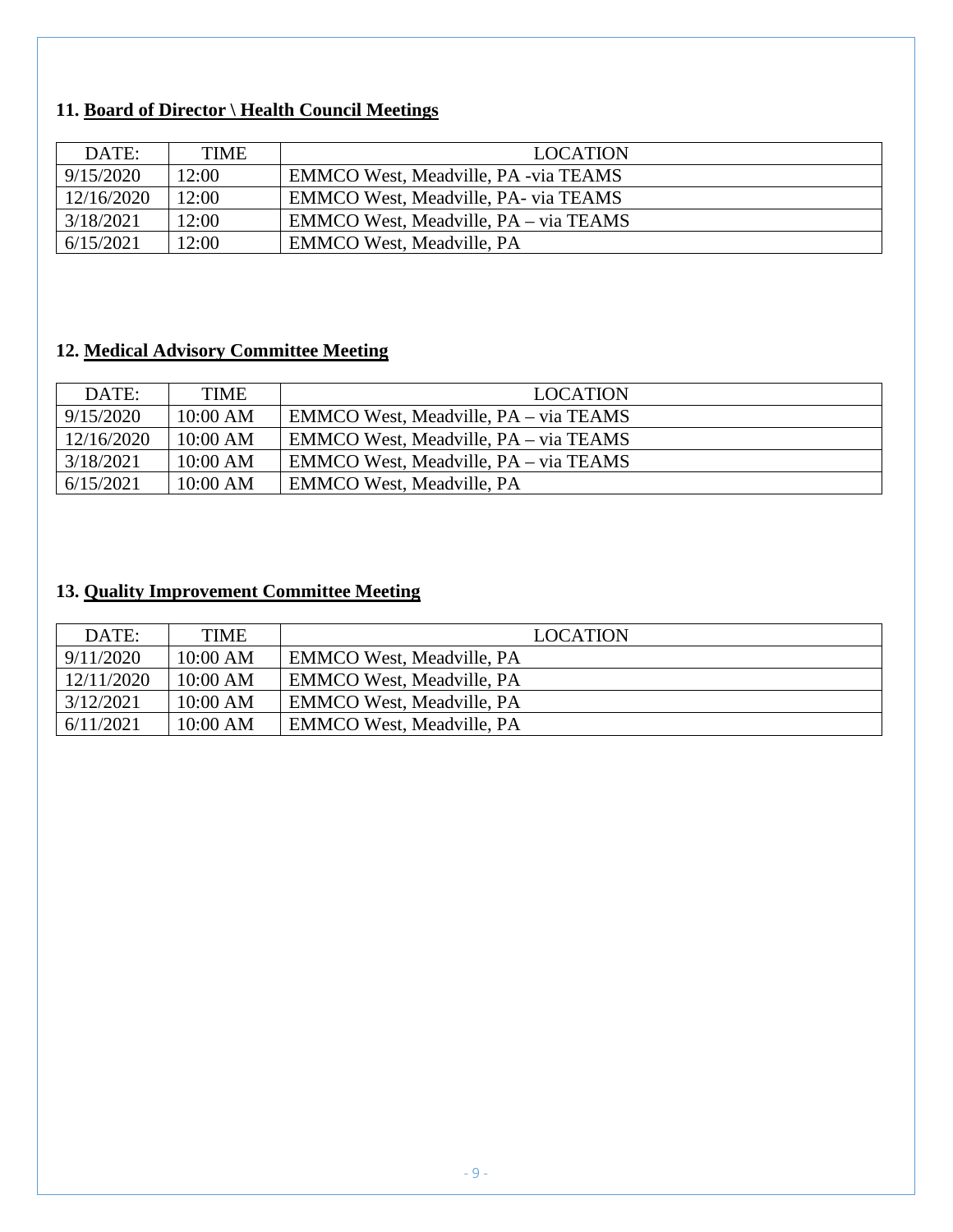### 11. Board of Director \ Health Council Meetings

| DATE: | TIME | LOCATION |
|---|---|---|
| 9/15/2020 | 12:00 | EMMCO West, Meadville, PA -via TEAMS |
| 12/16/2020 | 12:00 | EMMCO West, Meadville, PA- via TEAMS |
| 3/18/2021 | 12:00 | EMMCO West, Meadville, PA – via TEAMS |
| 6/15/2021 | 12:00 | EMMCO West, Meadville, PA |

### 12. Medical Advisory Committee Meeting

| DATE: | TIME | LOCATION |
|---|---|---|
| 9/15/2020 | 10:00 AM | EMMCO West, Meadville, PA – via TEAMS |
| 12/16/2020 | 10:00 AM | EMMCO West, Meadville, PA – via TEAMS |
| 3/18/2021 | 10:00 AM | EMMCO West, Meadville, PA – via TEAMS |
| 6/15/2021 | 10:00 AM | EMMCO West, Meadville, PA |

### 13. Quality Improvement Committee Meeting

| DATE: | TIME | LOCATION |
|---|---|---|
| 9/11/2020 | 10:00 AM | EMMCO West, Meadville, PA |
| 12/11/2020 | 10:00 AM | EMMCO West, Meadville, PA |
| 3/12/2021 | 10:00 AM | EMMCO West, Meadville, PA |
| 6/11/2021 | 10:00 AM | EMMCO West, Meadville, PA |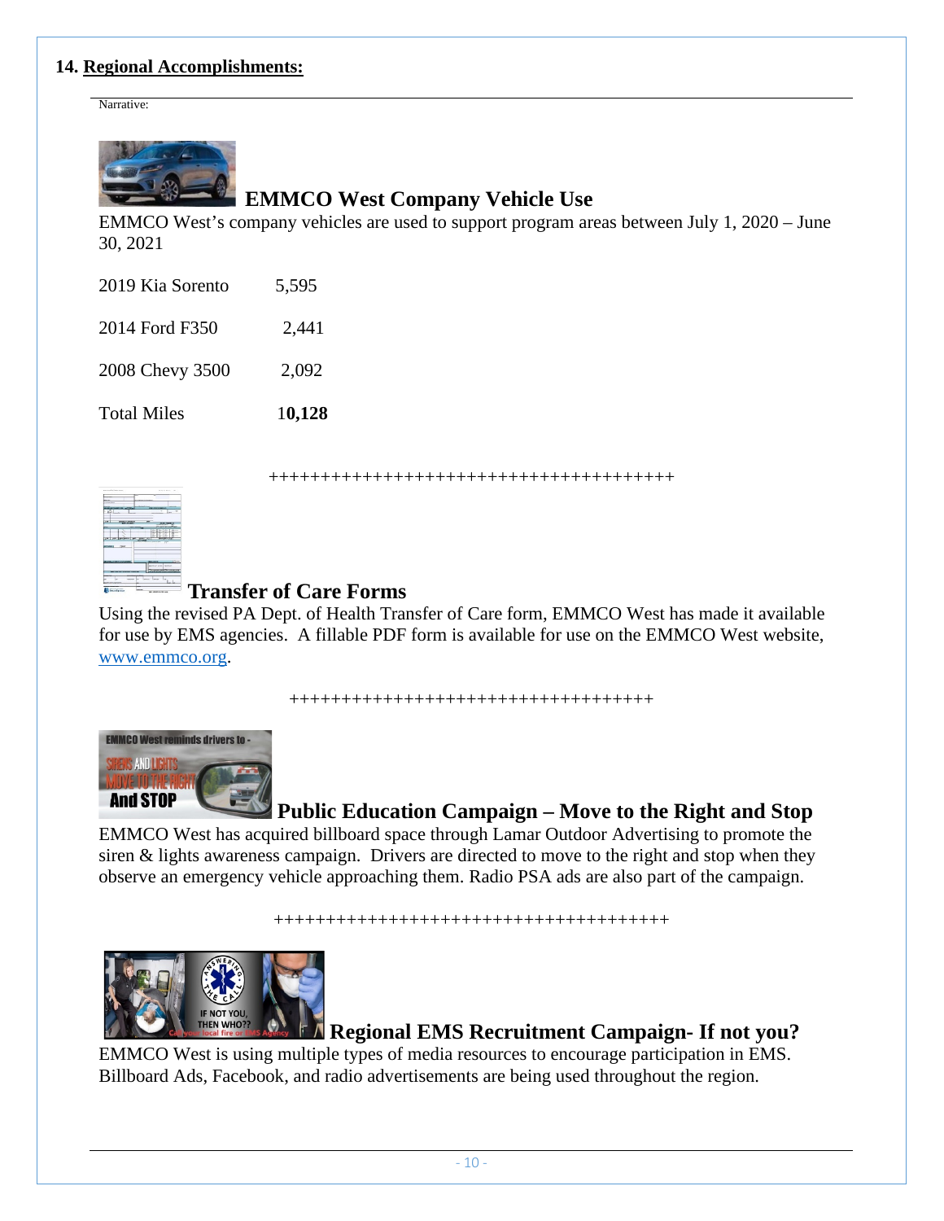## 14. Regional Accomplishments:

Narrative:

### EMMCO West Company Vehicle Use

EMMCO West's company vehicles are used to support program areas between July 1, 2020 – June 30, 2021

| | |
|---|---|
| 2019 Kia Sorento | 5,595 |
| 2014 Ford F350 | 2,441 |
| 2008 Chevy 3500 | 2,092 |
| Total Miles | **10,128** |

++++++++++++++++++++++++++++++++++++++++

### Transfer of Care Forms

Using the revised PA Dept. of Health Transfer of Care form, EMMCO West has made it available for use by EMS agencies. A fillable PDF form is available for use on the EMMCO West website, www.emmco.org.

++++++++++++++++++++++++++++++++++++

### Public Education Campaign – Move to the Right and Stop

EMMCO West has acquired billboard space through Lamar Outdoor Advertising to promote the siren & lights awareness campaign. Drivers are directed to move to the right and stop when they observe an emergency vehicle approaching them. Radio PSA ads are also part of the campaign.

+++++++++++++++++++++++++++++++++++++++

### Regional EMS Recruitment Campaign- If not you?

EMMCO West is using multiple types of media resources to encourage participation in EMS. Billboard Ads, Facebook, and radio advertisements are being used throughout the region.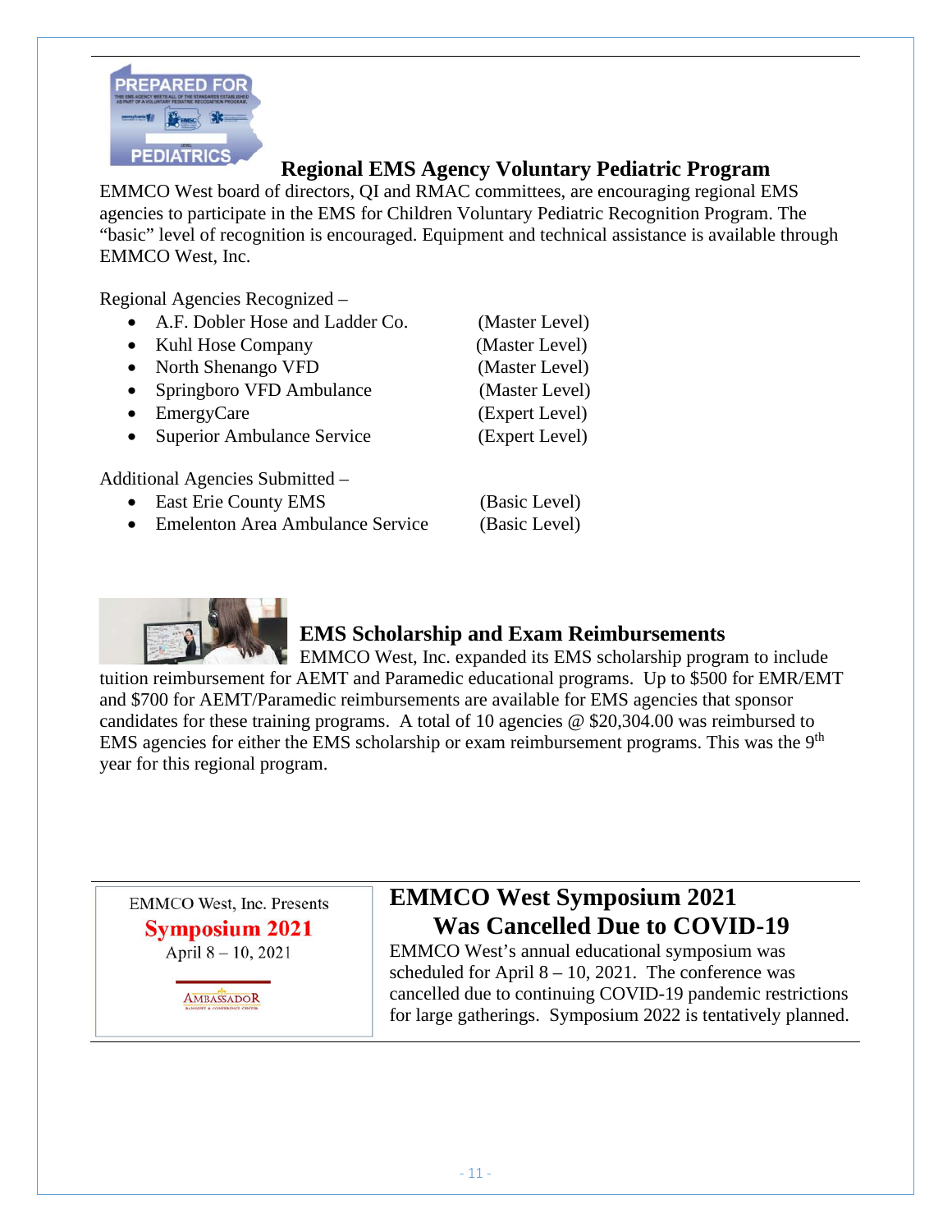## Regional EMS Agency Voluntary Pediatric Program

EMMCO West board of directors, QI and RMAC committees, are encouraging regional EMS agencies to participate in the EMS for Children Voluntary Pediatric Recognition Program. The "basic" level of recognition is encouraged. Equipment and technical assistance is available through EMMCO West, Inc.

Regional Agencies Recognized –

- A.F. Dobler Hose and Ladder Co. (Master Level)
- Kuhl Hose Company (Master Level)
- North Shenango VFD (Master Level)
- Springboro VFD Ambulance (Master Level)
- EmergyCare (Expert Level)
- Superior Ambulance Service (Expert Level)

Additional Agencies Submitted –

- East Erie County EMS (Basic Level)
- Emelenton Area Ambulance Service (Basic Level)

## EMS Scholarship and Exam Reimbursements

EMMCO West, Inc. expanded its EMS scholarship program to include tuition reimbursement for AEMT and Paramedic educational programs. Up to $500 for EMR/EMT and $700 for AEMT/Paramedic reimbursements are available for EMS agencies that sponsor candidates for these training programs. A total of 10 agencies @ $20,304.00 was reimbursed to EMS agencies for either the EMS scholarship or exam reimbursement programs. This was the 9th year for this regional program.

EMMCO West, Inc. Presents
**Symposium 2021**
April 8 – 10, 2021
AMBASSADOR

## EMMCO West Symposium 2021 Was Cancelled Due to COVID-19

EMMCO West's annual educational symposium was scheduled for April 8 – 10, 2021. The conference was cancelled due to continuing COVID-19 pandemic restrictions for large gatherings. Symposium 2022 is tentatively planned.